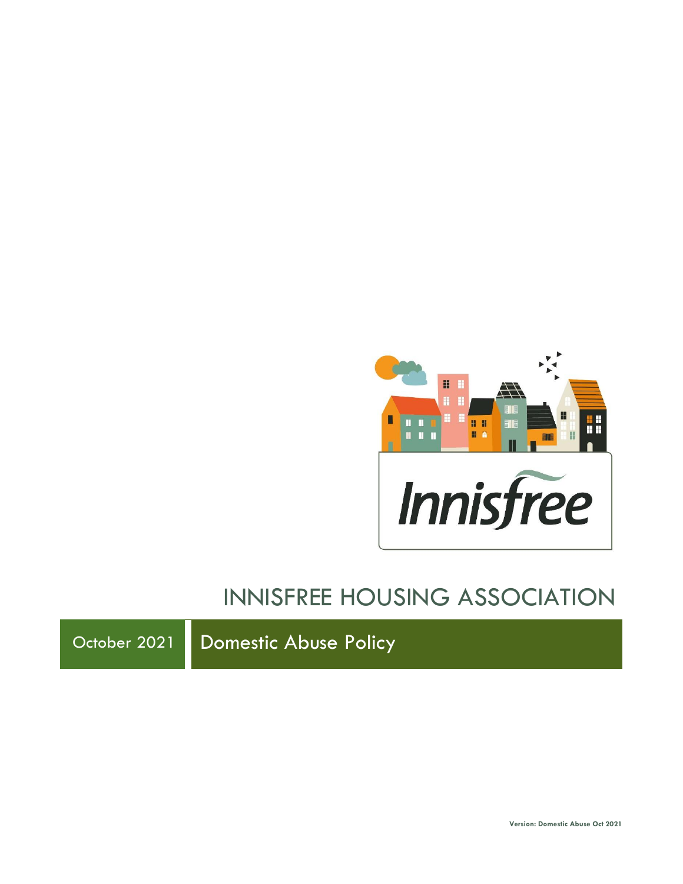Innisfree

# INNISFREE HOUSING ASSOCIATION

October 2021

## Domestic Abuse Policy

Version: Domestic Abuse Oct 2021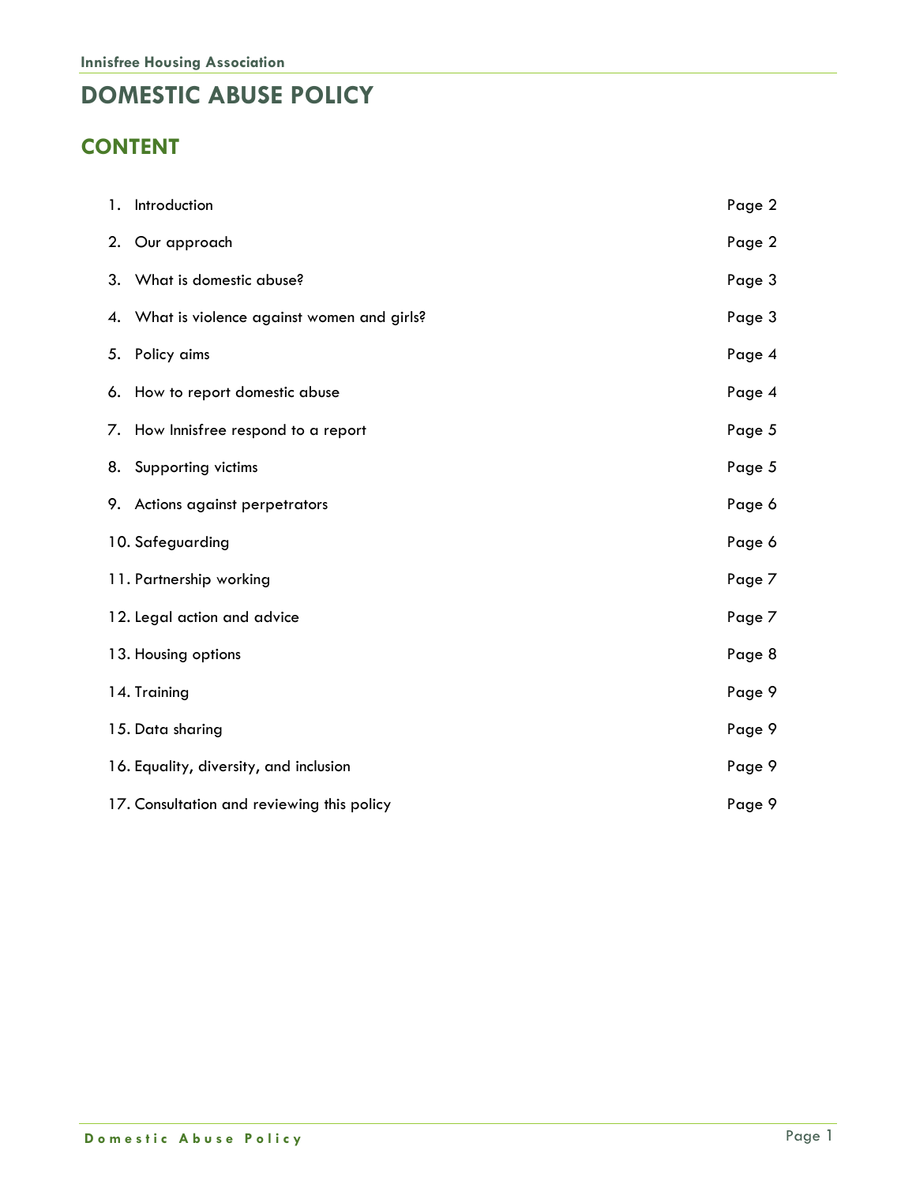# DOMESTIC ABUSE POLICY

## CONTENT

| | |
|---|---|
| 1. Introduction | Page 2 |
| 2. Our approach | Page 2 |
| 3. What is domestic abuse? | Page 3 |
| 4. What is violence against women and girls? | Page 3 |
| 5. Policy aims | Page 4 |
| 6. How to report domestic abuse | Page 4 |
| 7. How Innisfree respond to a report | Page 5 |
| 8. Supporting victims | Page 5 |
| 9. Actions against perpetrators | Page 6 |
| 10. Safeguarding | Page 6 |
| 11. Partnership working | Page 7 |
| 12. Legal action and advice | Page 7 |
| 13. Housing options | Page 8 |
| 14. Training | Page 9 |
| 15. Data sharing | Page 9 |
| 16. Equality, diversity, and inclusion | Page 9 |
| 17. Consultation and reviewing this policy | Page 9 |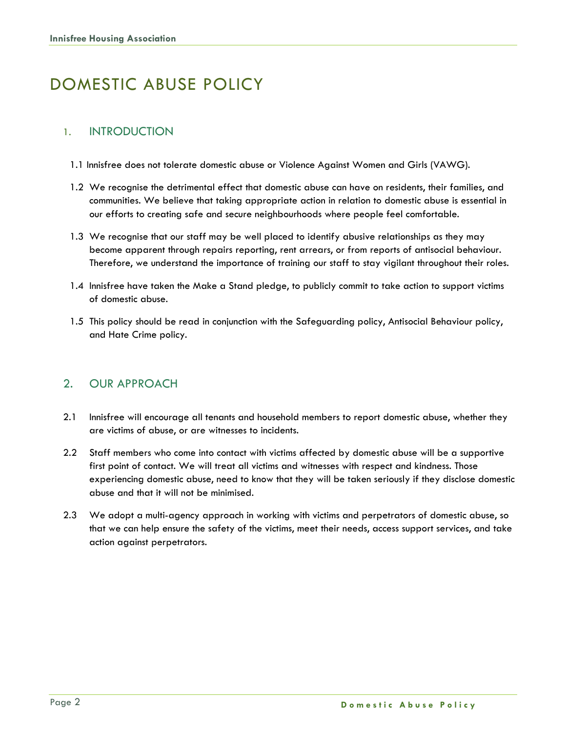# DOMESTIC ABUSE POLICY

## 1. INTRODUCTION

1.1 Innisfree does not tolerate domestic abuse or Violence Against Women and Girls (VAWG).

1.2 We recognise the detrimental effect that domestic abuse can have on residents, their families, and communities. We believe that taking appropriate action in relation to domestic abuse is essential in our efforts to creating safe and secure neighbourhoods where people feel comfortable.

1.3 We recognise that our staff may be well placed to identify abusive relationships as they may become apparent through repairs reporting, rent arrears, or from reports of antisocial behaviour. Therefore, we understand the importance of training our staff to stay vigilant throughout their roles.

1.4 Innisfree have taken the Make a Stand pledge, to publicly commit to take action to support victims of domestic abuse.

1.5 This policy should be read in conjunction with the Safeguarding policy, Antisocial Behaviour policy, and Hate Crime policy.

## 2. OUR APPROACH

2.1 Innisfree will encourage all tenants and household members to report domestic abuse, whether they are victims of abuse, or are witnesses to incidents.

2.2 Staff members who come into contact with victims affected by domestic abuse will be a supportive first point of contact. We will treat all victims and witnesses with respect and kindness. Those experiencing domestic abuse, need to know that they will be taken seriously if they disclose domestic abuse and that it will not be minimised.

2.3 We adopt a multi-agency approach in working with victims and perpetrators of domestic abuse, so that we can help ensure the safety of the victims, meet their needs, access support services, and take action against perpetrators.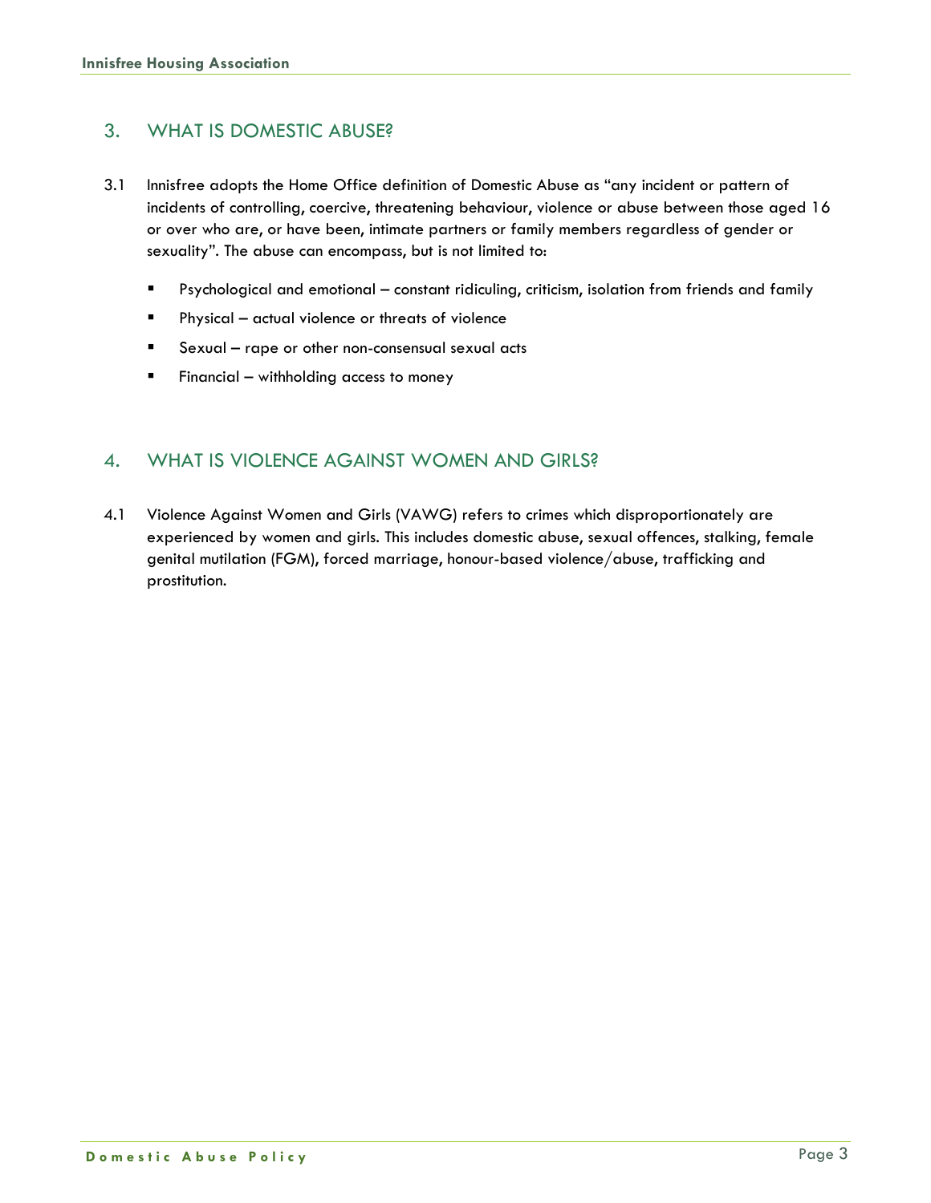## 3. WHAT IS DOMESTIC ABUSE?

3.1 Innisfree adopts the Home Office definition of Domestic Abuse as "any incident or pattern of incidents of controlling, coercive, threatening behaviour, violence or abuse between those aged 16 or over who are, or have been, intimate partners or family members regardless of gender or sexuality". The abuse can encompass, but is not limited to:

- Psychological and emotional – constant ridiculing, criticism, isolation from friends and family
- Physical – actual violence or threats of violence
- Sexual – rape or other non-consensual sexual acts
- Financial – withholding access to money

## 4. WHAT IS VIOLENCE AGAINST WOMEN AND GIRLS?

4.1 Violence Against Women and Girls (VAWG) refers to crimes which disproportionately are experienced by women and girls. This includes domestic abuse, sexual offences, stalking, female genital mutilation (FGM), forced marriage, honour-based violence/abuse, trafficking and prostitution.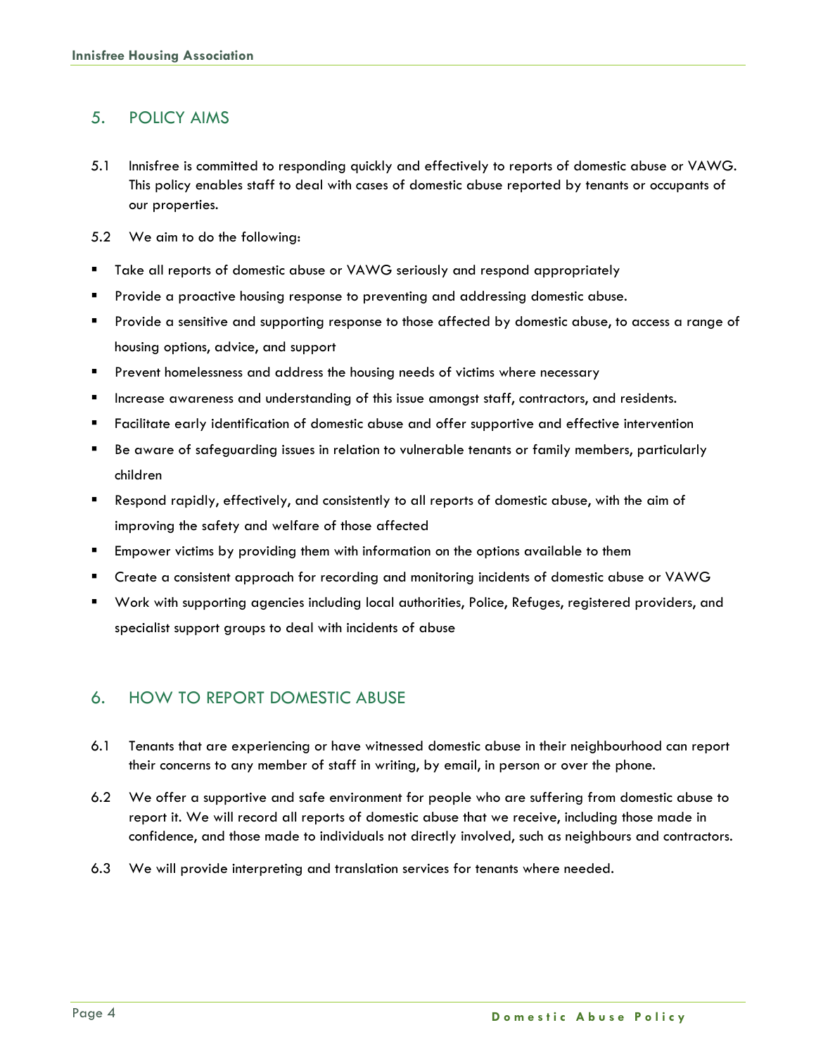## 5. POLICY AIMS

5.1 Innisfree is committed to responding quickly and effectively to reports of domestic abuse or VAWG. This policy enables staff to deal with cases of domestic abuse reported by tenants or occupants of our properties.

5.2 We aim to do the following:

- Take all reports of domestic abuse or VAWG seriously and respond appropriately
- Provide a proactive housing response to preventing and addressing domestic abuse.
- Provide a sensitive and supporting response to those affected by domestic abuse, to access a range of housing options, advice, and support
- Prevent homelessness and address the housing needs of victims where necessary
- Increase awareness and understanding of this issue amongst staff, contractors, and residents.
- Facilitate early identification of domestic abuse and offer supportive and effective intervention
- Be aware of safeguarding issues in relation to vulnerable tenants or family members, particularly children
- Respond rapidly, effectively, and consistently to all reports of domestic abuse, with the aim of improving the safety and welfare of those affected
- Empower victims by providing them with information on the options available to them
- Create a consistent approach for recording and monitoring incidents of domestic abuse or VAWG
- Work with supporting agencies including local authorities, Police, Refuges, registered providers, and specialist support groups to deal with incidents of abuse

## 6. HOW TO REPORT DOMESTIC ABUSE

6.1 Tenants that are experiencing or have witnessed domestic abuse in their neighbourhood can report their concerns to any member of staff in writing, by email, in person or over the phone.

6.2 We offer a supportive and safe environment for people who are suffering from domestic abuse to report it. We will record all reports of domestic abuse that we receive, including those made in confidence, and those made to individuals not directly involved, such as neighbours and contractors.

6.3 We will provide interpreting and translation services for tenants where needed.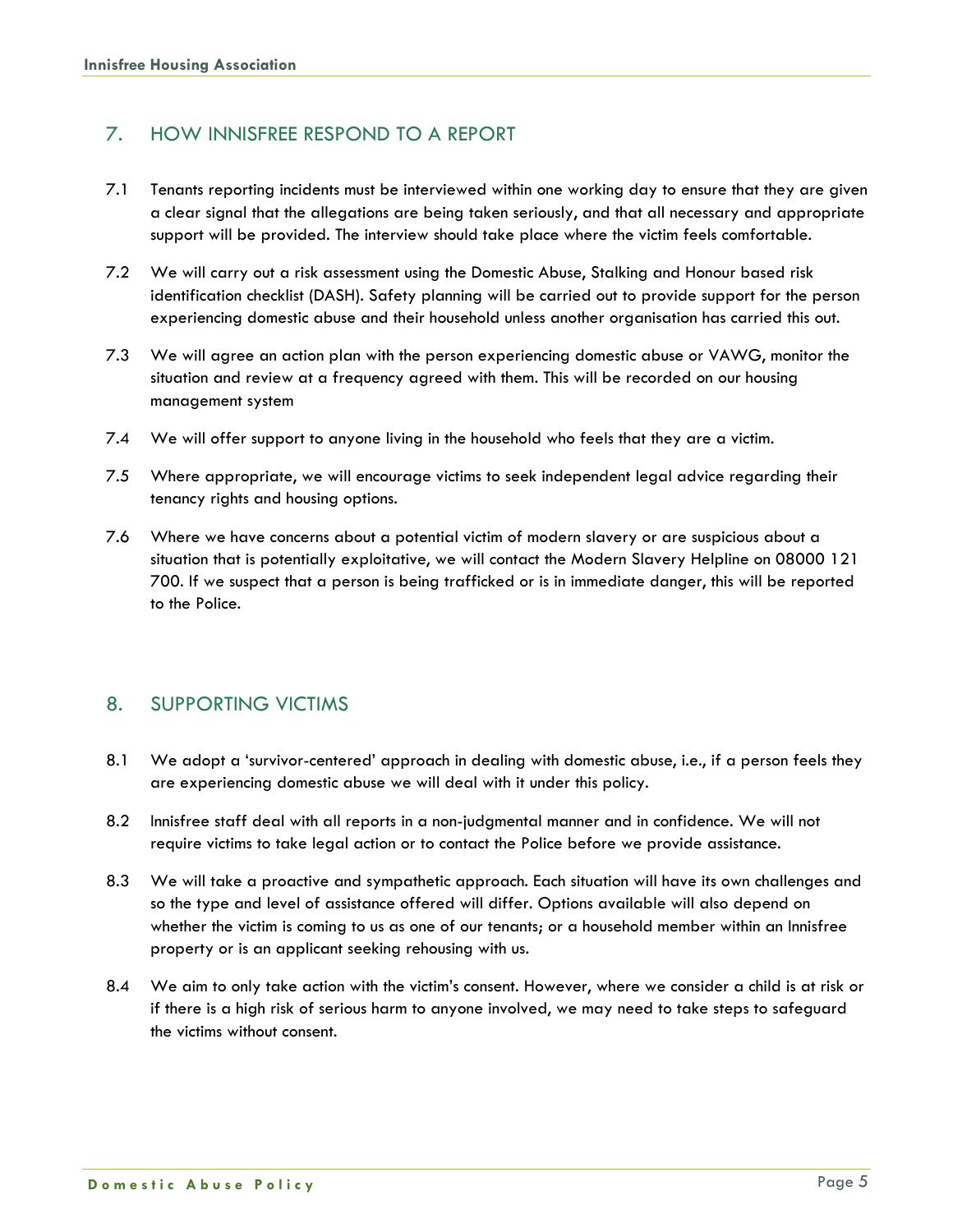## 7. HOW INNISFREE RESPOND TO A REPORT

7.1 Tenants reporting incidents must be interviewed within one working day to ensure that they are given a clear signal that the allegations are being taken seriously, and that all necessary and appropriate support will be provided. The interview should take place where the victim feels comfortable.

7.2 We will carry out a risk assessment using the Domestic Abuse, Stalking and Honour based risk identification checklist (DASH). Safety planning will be carried out to provide support for the person experiencing domestic abuse and their household unless another organisation has carried this out.

7.3 We will agree an action plan with the person experiencing domestic abuse or VAWG, monitor the situation and review at a frequency agreed with them. This will be recorded on our housing management system

7.4 We will offer support to anyone living in the household who feels that they are a victim.

7.5 Where appropriate, we will encourage victims to seek independent legal advice regarding their tenancy rights and housing options.

7.6 Where we have concerns about a potential victim of modern slavery or are suspicious about a situation that is potentially exploitative, we will contact the Modern Slavery Helpline on 08000 121 700. If we suspect that a person is being trafficked or is in immediate danger, this will be reported to the Police.

## 8. SUPPORTING VICTIMS

8.1 We adopt a 'survivor-centered' approach in dealing with domestic abuse, i.e., if a person feels they are experiencing domestic abuse we will deal with it under this policy.

8.2 Innisfree staff deal with all reports in a non-judgmental manner and in confidence. We will not require victims to take legal action or to contact the Police before we provide assistance.

8.3 We will take a proactive and sympathetic approach. Each situation will have its own challenges and so the type and level of assistance offered will differ. Options available will also depend on whether the victim is coming to us as one of our tenants; or a household member within an Innisfree property or is an applicant seeking rehousing with us.

8.4 We aim to only take action with the victim's consent. However, where we consider a child is at risk or if there is a high risk of serious harm to anyone involved, we may need to take steps to safeguard the victims without consent.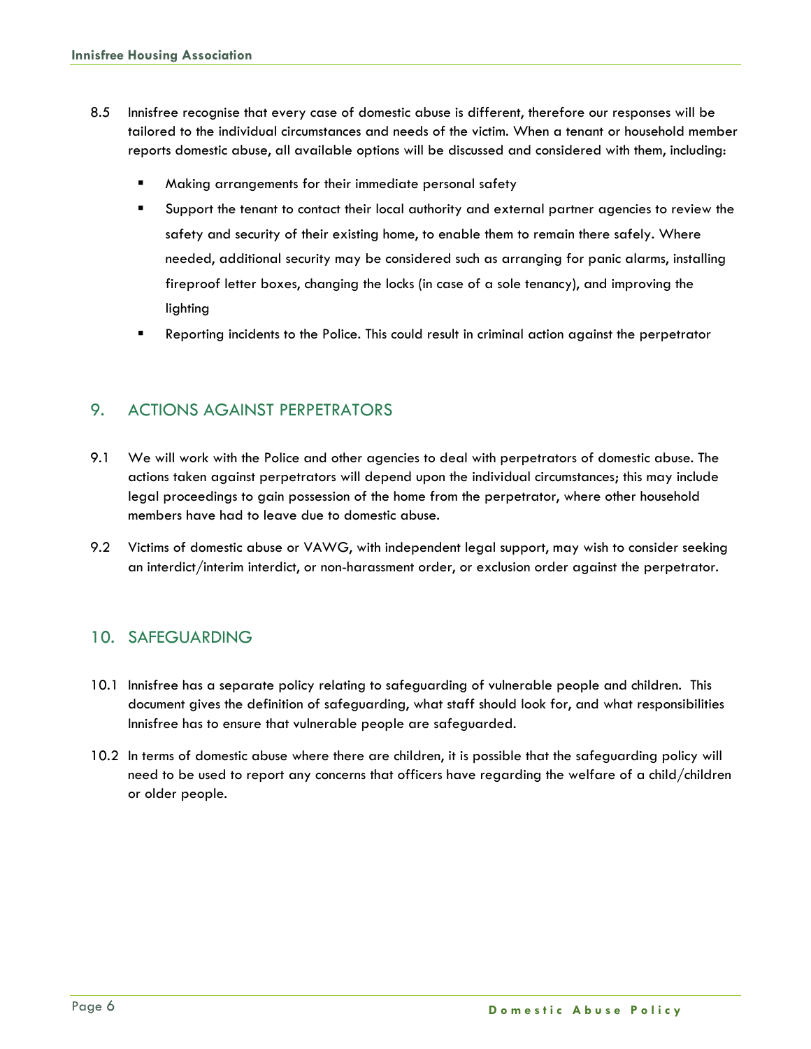8.5 Innisfree recognise that every case of domestic abuse is different, therefore our responses will be tailored to the individual circumstances and needs of the victim. When a tenant or household member reports domestic abuse, all available options will be discussed and considered with them, including:

- Making arrangements for their immediate personal safety
- Support the tenant to contact their local authority and external partner agencies to review the safety and security of their existing home, to enable them to remain there safely. Where needed, additional security may be considered such as arranging for panic alarms, installing fireproof letter boxes, changing the locks (in case of a sole tenancy), and improving the lighting
- Reporting incidents to the Police. This could result in criminal action against the perpetrator

## 9. ACTIONS AGAINST PERPETRATORS

9.1 We will work with the Police and other agencies to deal with perpetrators of domestic abuse. The actions taken against perpetrators will depend upon the individual circumstances; this may include legal proceedings to gain possession of the home from the perpetrator, where other household members have had to leave due to domestic abuse.

9.2 Victims of domestic abuse or VAWG, with independent legal support, may wish to consider seeking an interdict/interim interdict, or non-harassment order, or exclusion order against the perpetrator.

## 10. SAFEGUARDING

10.1 Innisfree has a separate policy relating to safeguarding of vulnerable people and children. This document gives the definition of safeguarding, what staff should look for, and what responsibilities Innisfree has to ensure that vulnerable people are safeguarded.

10.2 In terms of domestic abuse where there are children, it is possible that the safeguarding policy will need to be used to report any concerns that officers have regarding the welfare of a child/children or older people.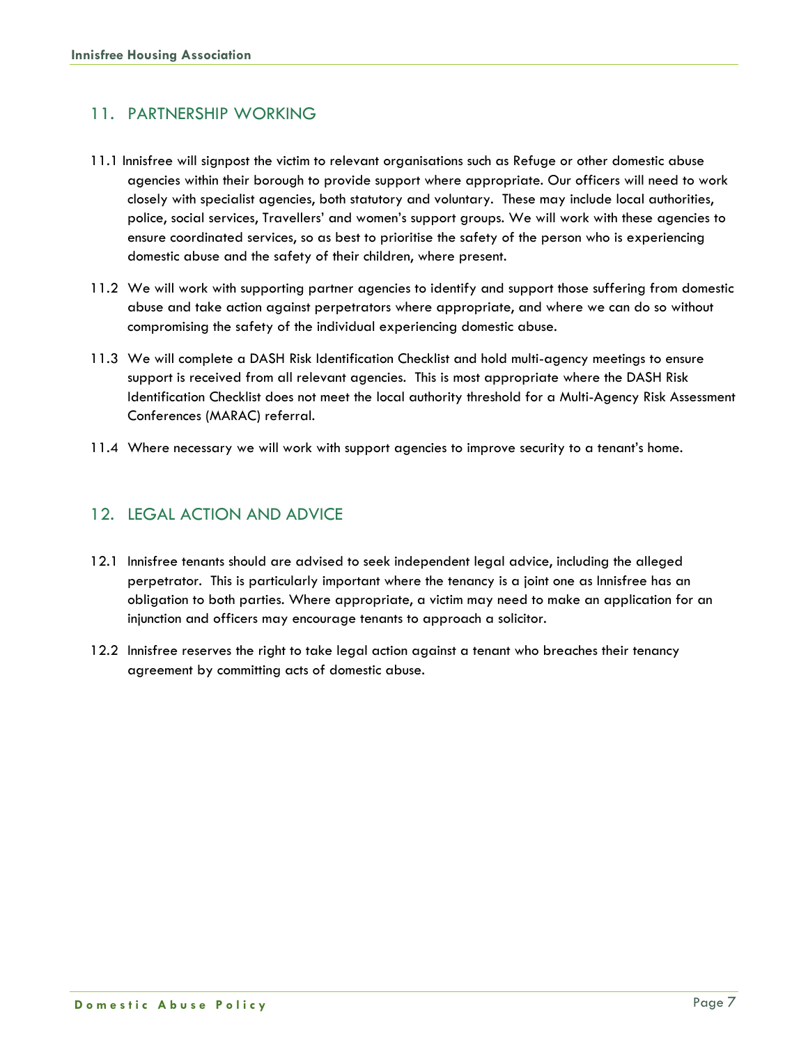## 11. PARTNERSHIP WORKING

11.1 Innisfree will signpost the victim to relevant organisations such as Refuge or other domestic abuse agencies within their borough to provide support where appropriate. Our officers will need to work closely with specialist agencies, both statutory and voluntary. These may include local authorities, police, social services, Travellers' and women's support groups. We will work with these agencies to ensure coordinated services, so as best to prioritise the safety of the person who is experiencing domestic abuse and the safety of their children, where present.

11.2 We will work with supporting partner agencies to identify and support those suffering from domestic abuse and take action against perpetrators where appropriate, and where we can do so without compromising the safety of the individual experiencing domestic abuse.

11.3 We will complete a DASH Risk Identification Checklist and hold multi-agency meetings to ensure support is received from all relevant agencies. This is most appropriate where the DASH Risk Identification Checklist does not meet the local authority threshold for a Multi-Agency Risk Assessment Conferences (MARAC) referral.

11.4 Where necessary we will work with support agencies to improve security to a tenant's home.

## 12. LEGAL ACTION AND ADVICE

12.1 Innisfree tenants should are advised to seek independent legal advice, including the alleged perpetrator. This is particularly important where the tenancy is a joint one as Innisfree has an obligation to both parties. Where appropriate, a victim may need to make an application for an injunction and officers may encourage tenants to approach a solicitor.

12.2 Innisfree reserves the right to take legal action against a tenant who breaches their tenancy agreement by committing acts of domestic abuse.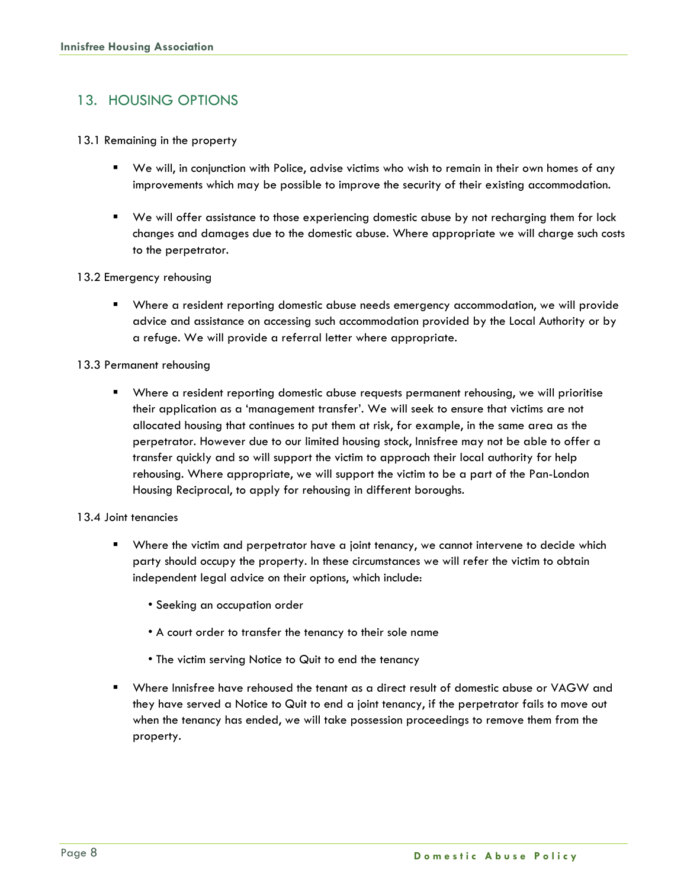## 13. HOUSING OPTIONS

13.1 Remaining in the property

- We will, in conjunction with Police, advise victims who wish to remain in their own homes of any improvements which may be possible to improve the security of their existing accommodation.
- We will offer assistance to those experiencing domestic abuse by not recharging them for lock changes and damages due to the domestic abuse. Where appropriate we will charge such costs to the perpetrator.

13.2 Emergency rehousing

- Where a resident reporting domestic abuse needs emergency accommodation, we will provide advice and assistance on accessing such accommodation provided by the Local Authority or by a refuge. We will provide a referral letter where appropriate.

13.3 Permanent rehousing

- Where a resident reporting domestic abuse requests permanent rehousing, we will prioritise their application as a 'management transfer'. We will seek to ensure that victims are not allocated housing that continues to put them at risk, for example, in the same area as the perpetrator. However due to our limited housing stock, Innisfree may not be able to offer a transfer quickly and so will support the victim to approach their local authority for help rehousing. Where appropriate, we will support the victim to be a part of the Pan-London Housing Reciprocal, to apply for rehousing in different boroughs.

13.4 Joint tenancies

- Where the victim and perpetrator have a joint tenancy, we cannot intervene to decide which party should occupy the property. In these circumstances we will refer the victim to obtain independent legal advice on their options, which include:
  - Seeking an occupation order
  - A court order to transfer the tenancy to their sole name
  - The victim serving Notice to Quit to end the tenancy
- Where Innisfree have rehoused the tenant as a direct result of domestic abuse or VAGW and they have served a Notice to Quit to end a joint tenancy, if the perpetrator fails to move out when the tenancy has ended, we will take possession proceedings to remove them from the property.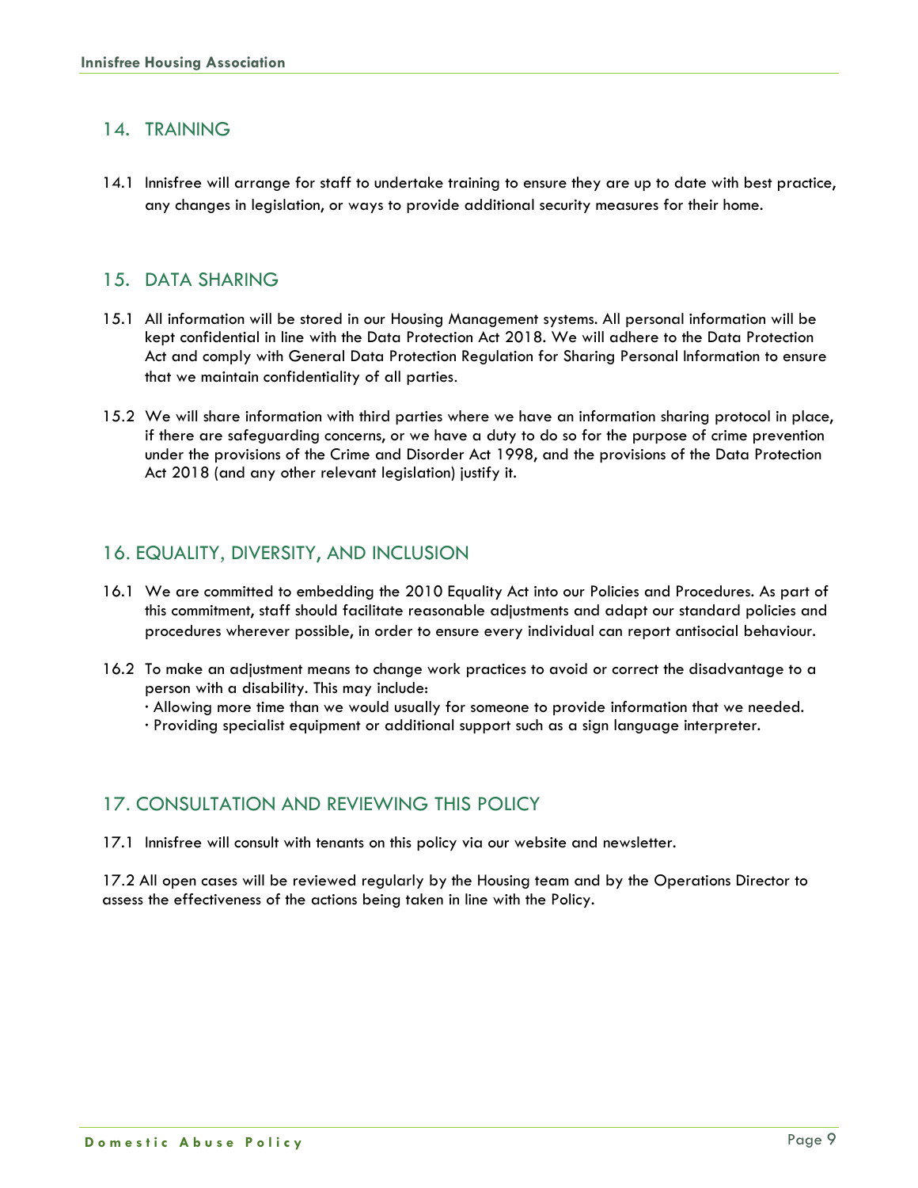## 14. TRAINING

14.1 Innisfree will arrange for staff to undertake training to ensure they are up to date with best practice, any changes in legislation, or ways to provide additional security measures for their home.

## 15. DATA SHARING

15.1 All information will be stored in our Housing Management systems. All personal information will be kept confidential in line with the Data Protection Act 2018. We will adhere to the Data Protection Act and comply with General Data Protection Regulation for Sharing Personal Information to ensure that we maintain confidentiality of all parties.

15.2 We will share information with third parties where we have an information sharing protocol in place, if there are safeguarding concerns, or we have a duty to do so for the purpose of crime prevention under the provisions of the Crime and Disorder Act 1998, and the provisions of the Data Protection Act 2018 (and any other relevant legislation) justify it.

## 16. EQUALITY, DIVERSITY, AND INCLUSION

16.1 We are committed to embedding the 2010 Equality Act into our Policies and Procedures. As part of this commitment, staff should facilitate reasonable adjustments and adapt our standard policies and procedures wherever possible, in order to ensure every individual can report antisocial behaviour.

16.2 To make an adjustment means to change work practices to avoid or correct the disadvantage to a person with a disability. This may include:

- Allowing more time than we would usually for someone to provide information that we needed.
- Providing specialist equipment or additional support such as a sign language interpreter.

## 17. CONSULTATION AND REVIEWING THIS POLICY

17.1 Innisfree will consult with tenants on this policy via our website and newsletter.

17.2 All open cases will be reviewed regularly by the Housing team and by the Operations Director to assess the effectiveness of the actions being taken in line with the Policy.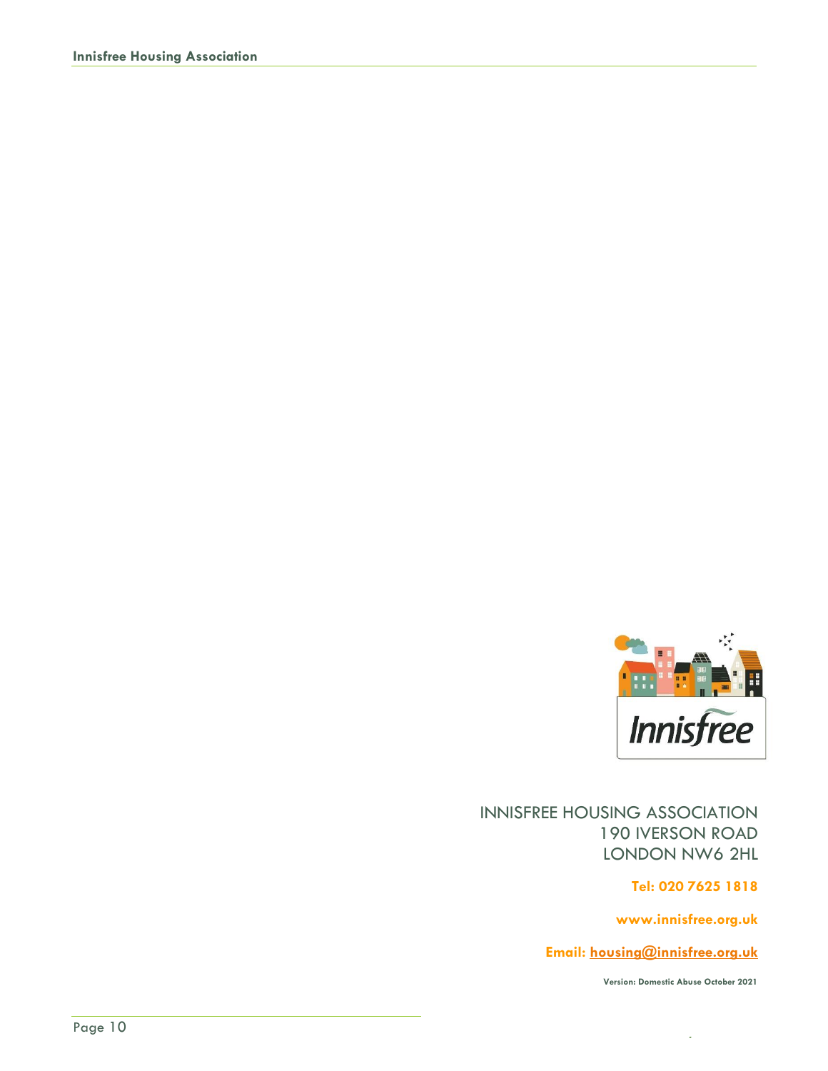INNISFREE HOUSING ASSOCIATION
190 IVERSON ROAD
LONDON NW6 2HL

**Tel: 020 7625 1818**

**www.innisfree.org.uk**

**Email: housing@innisfree.org.uk**

**Version: Domestic Abuse October 2021**